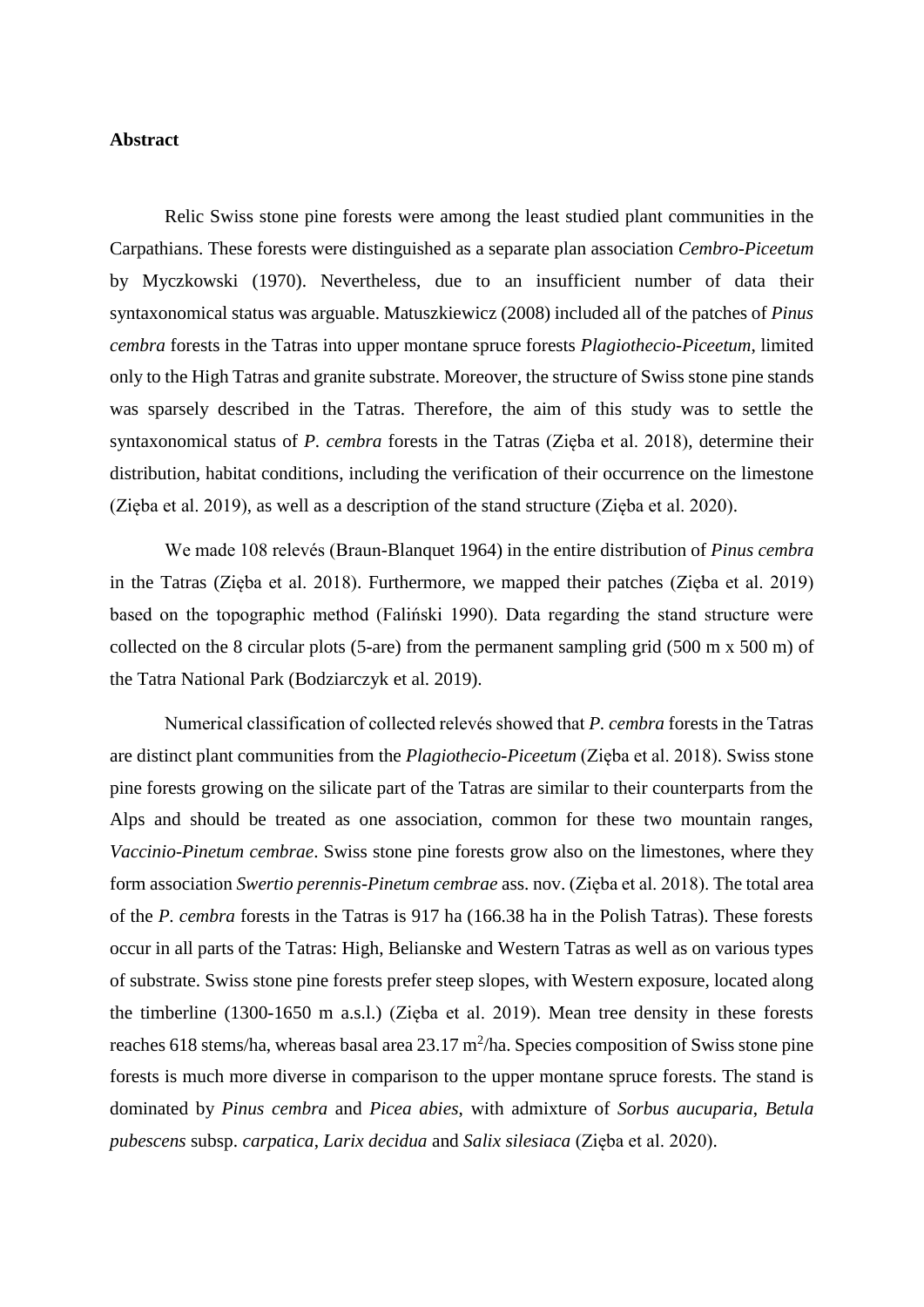**Abstract**

Relic Swiss stone pine forests were among the least studied plant communities in the Carpathians. These forests were distinguished as a separate plan association *Cembro-Piceetum* by Myczkowski (1970). Nevertheless, due to an insufficient number of data their syntaxonomical status was arguable. Matuszkiewicz (2008) included all of the patches of *Pinus cembra* forests in the Tatras into upper montane spruce forests *Plagiothecio-Piceetum*, limited only to the High Tatras and granite substrate. Moreover, the structure of Swiss stone pine stands was sparsely described in the Tatras. Therefore, the aim of this study was to settle the syntaxonomical status of *P. cembra* forests in the Tatras (Zięba et al. 2018), determine their distribution, habitat conditions, including the verification of their occurrence on the limestone (Zięba et al. 2019), as well as a description of the stand structure (Zięba et al. 2020).

We made 108 relevés (Braun-Blanquet 1964) in the entire distribution of *Pinus cembra* in the Tatras (Zięba et al. 2018). Furthermore, we mapped their patches (Zięba et al. 2019) based on the topographic method (Faliński 1990). Data regarding the stand structure were collected on the 8 circular plots (5-are) from the permanent sampling grid (500 m x 500 m) of the Tatra National Park (Bodziarczyk et al. 2019).

Numerical classification of collected relevés showed that *P. cembra* forests in the Tatras are distinct plant communities from the *Plagiothecio-Piceetum* (Zięba et al. 2018). Swiss stone pine forests growing on the silicate part of the Tatras are similar to their counterparts from the Alps and should be treated as one association, common for these two mountain ranges, *Vaccinio-Pinetum cembrae*. Swiss stone pine forests grow also on the limestones, where they form association *Swertio perennis-Pinetum cembrae* ass. nov. (Zięba et al. 2018). The total area of the *P. cembra* forests in the Tatras is 917 ha (166.38 ha in the Polish Tatras). These forests occur in all parts of the Tatras: High, Belianske and Western Tatras as well as on various types of substrate. Swiss stone pine forests prefer steep slopes, with Western exposure, located along the timberline (1300-1650 m a.s.l.) (Zięba et al. 2019). Mean tree density in these forests reaches 618 stems/ha, whereas basal area 23.17 $m^2$/ha. Species composition of Swiss stone pine forests is much more diverse in comparison to the upper montane spruce forests. The stand is dominated by *Pinus cembra* and *Picea abies*, with admixture of *Sorbus aucuparia*, *Betula pubescens* subsp. *carpatica*, *Larix decidua* and *Salix silesiaca* (Zięba et al. 2020).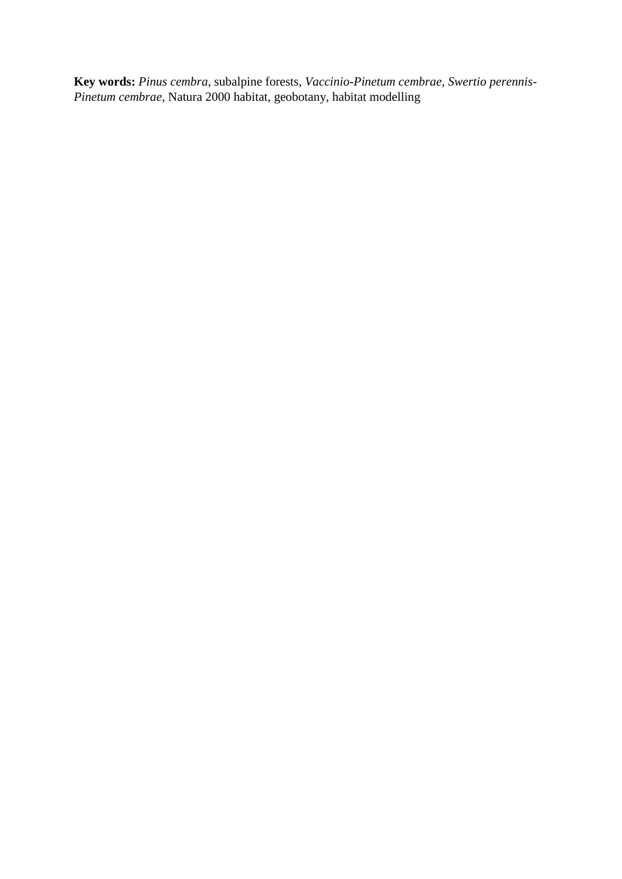**Key words:** *Pinus cembra*, subalpine forests, *Vaccinio-Pinetum cembrae*, *Swertio perennis-Pinetum cembrae*, Natura 2000 habitat, geobotany, habitat modelling